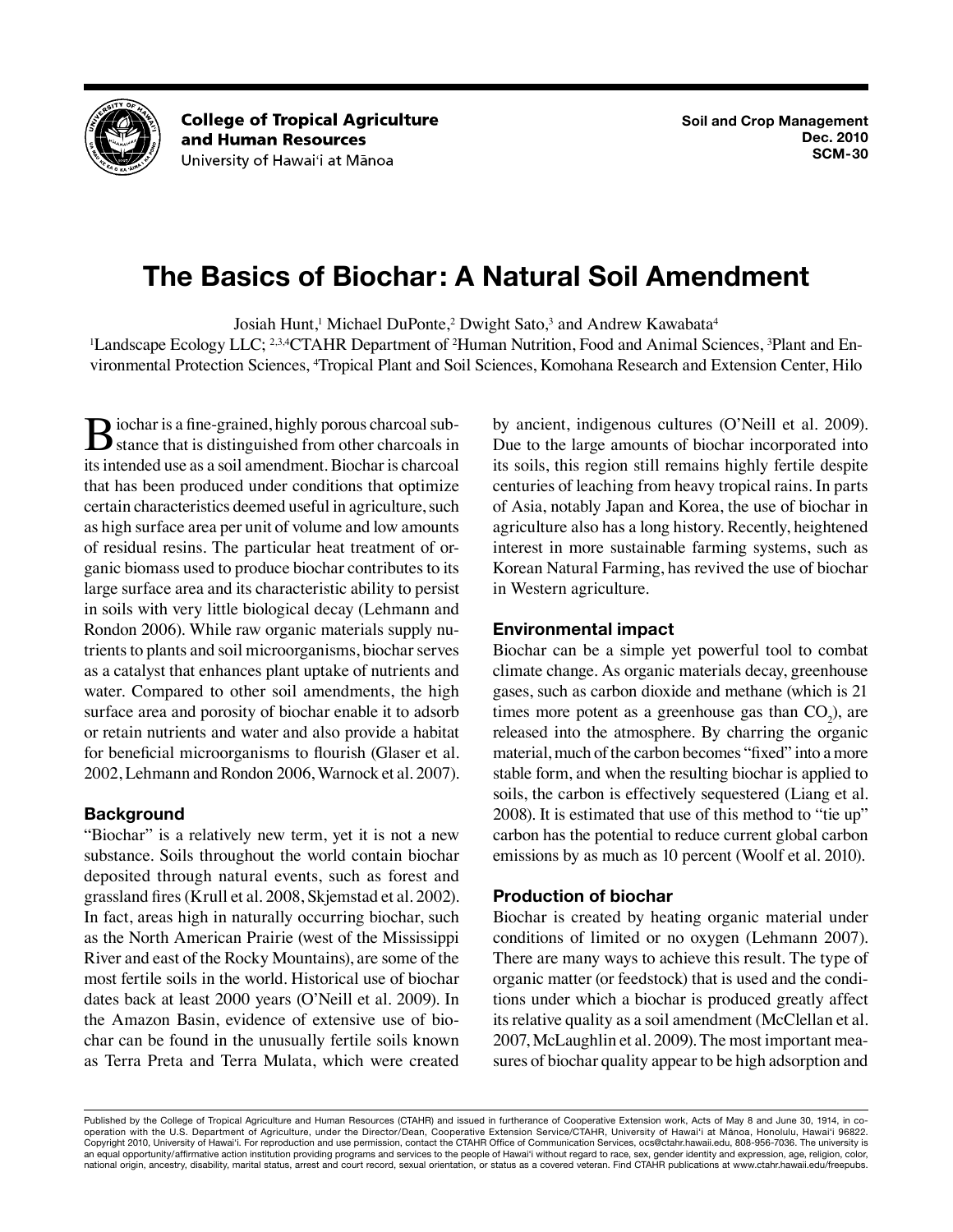College of Tropical Agriculture and Human Resources
University of Hawai'i at Mānoa

Soil and Crop Management
Dec. 2010
SCM-30

# The Basics of Biochar: A Natural Soil Amendment

Josiah Hunt,[1] Michael DuPonte,[2] Dwight Sato,[3] and Andrew Kawabata[4]

[1]Landscape Ecology LLC; [2,3,4]CTAHR Department of [2]Human Nutrition, Food and Animal Sciences, [3]Plant and Environmental Protection Sciences, [4]Tropical Plant and Soil Sciences, Komohana Research and Extension Center, Hilo

Biochar is a fine-grained, highly porous charcoal substance that is distinguished from other charcoals in its intended use as a soil amendment. Biochar is charcoal that has been produced under conditions that optimize certain characteristics deemed useful in agriculture, such as high surface area per unit of volume and low amounts of residual resins. The particular heat treatment of organic biomass used to produce biochar contributes to its large surface area and its characteristic ability to persist in soils with very little biological decay (Lehmann and Rondon 2006). While raw organic materials supply nutrients to plants and soil microorganisms, biochar serves as a catalyst that enhances plant uptake of nutrients and water. Compared to other soil amendments, the high surface area and porosity of biochar enable it to adsorb or retain nutrients and water and also provide a habitat for beneficial microorganisms to flourish (Glaser et al. 2002, Lehmann and Rondon 2006, Warnock et al. 2007).

## Background

"Biochar" is a relatively new term, yet it is not a new substance. Soils throughout the world contain biochar deposited through natural events, such as forest and grassland fires (Krull et al. 2008, Skjemstad et al. 2002). In fact, areas high in naturally occurring biochar, such as the North American Prairie (west of the Mississippi River and east of the Rocky Mountains), are some of the most fertile soils in the world. Historical use of biochar dates back at least 2000 years (O'Neill et al. 2009). In the Amazon Basin, evidence of extensive use of biochar can be found in the unusually fertile soils known as Terra Preta and Terra Mulata, which were created by ancient, indigenous cultures (O'Neill et al. 2009). Due to the large amounts of biochar incorporated into its soils, this region still remains highly fertile despite centuries of leaching from heavy tropical rains. In parts of Asia, notably Japan and Korea, the use of biochar in agriculture also has a long history. Recently, heightened interest in more sustainable farming systems, such as Korean Natural Farming, has revived the use of biochar in Western agriculture.

## Environmental impact

Biochar can be a simple yet powerful tool to combat climate change. As organic materials decay, greenhouse gases, such as carbon dioxide and methane (which is 21 times more potent as a greenhouse gas than $CO_2$), are released into the atmosphere. By charring the organic material, much of the carbon becomes "fixed" into a more stable form, and when the resulting biochar is applied to soils, the carbon is effectively sequestered (Liang et al. 2008). It is estimated that use of this method to "tie up" carbon has the potential to reduce current global carbon emissions by as much as 10 percent (Woolf et al. 2010).

## Production of biochar

Biochar is created by heating organic material under conditions of limited or no oxygen (Lehmann 2007). There are many ways to achieve this result. The type of organic matter (or feedstock) that is used and the conditions under which a biochar is produced greatly affect its relative quality as a soil amendment (McClellan et al. 2007, McLaughlin et al. 2009). The most important measures of biochar quality appear to be high adsorption and

Published by the College of Tropical Agriculture and Human Resources (CTAHR) and issued in furtherance of Cooperative Extension work, Acts of May 8 and June 30, 1914, in cooperation with the U.S. Department of Agriculture, under the Director/Dean, Cooperative Extension Service/CTAHR, University of Hawai'i at Mānoa, Honolulu, Hawai'i 96822. Copyright 2010, University of Hawai'i. For reproduction and use permission, contact the CTAHR Office of Communication Services, ocs@ctahr.hawaii.edu, 808-956-7036. The university is an equal opportunity/affirmative action institution providing programs and services to the people of Hawai'i without regard to race, sex, gender identity and expression, age, religion, color, national origin, ancestry, disability, marital status, arrest and court record, sexual orientation, or status as a covered veteran. Find CTAHR publications at www.ctahr.hawaii.edu/freepubs.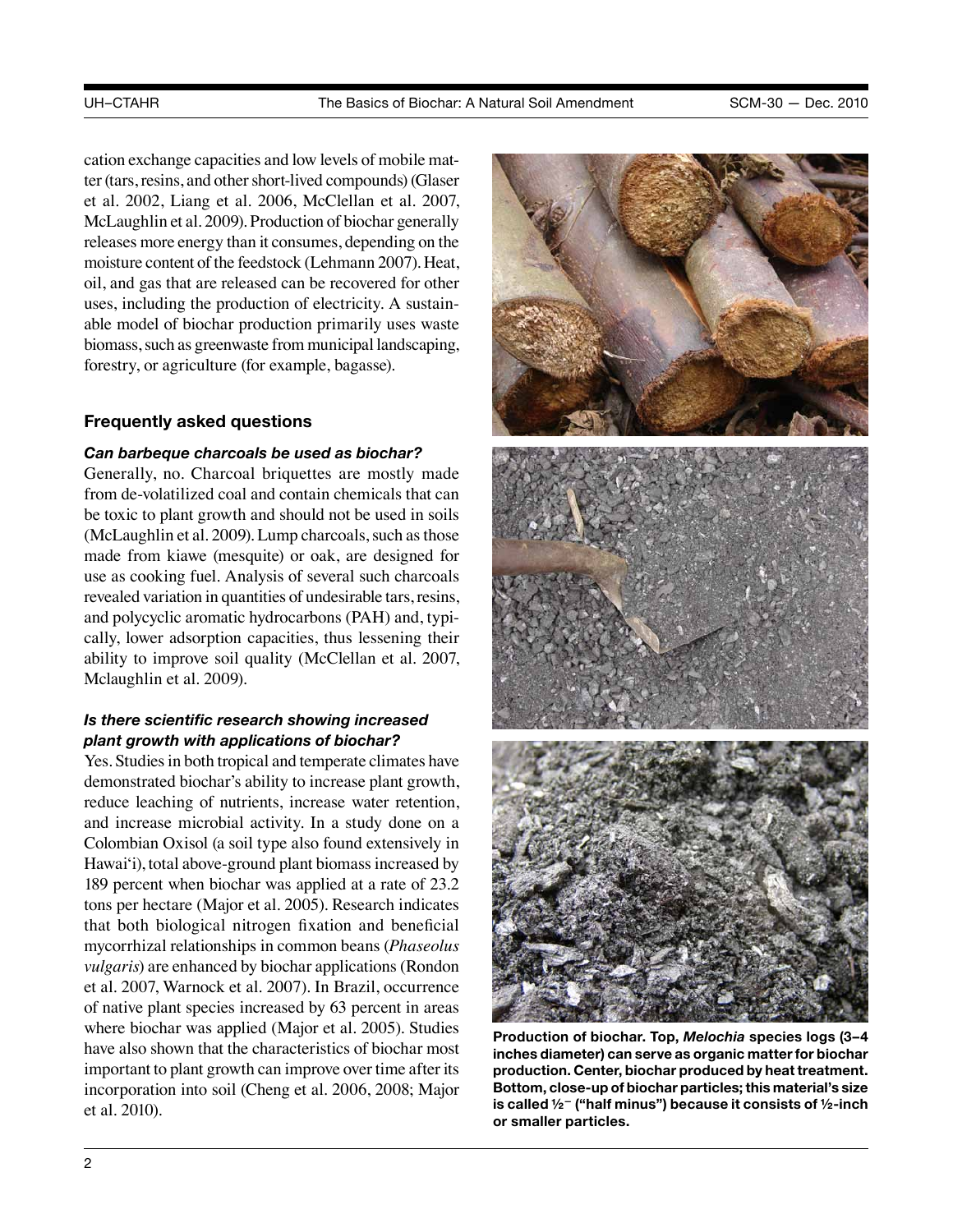cation exchange capacities and low levels of mobile matter (tars, resins, and other short-lived compounds) (Glaser et al. 2002, Liang et al. 2006, McClellan et al. 2007, McLaughlin et al. 2009). Production of biochar generally releases more energy than it consumes, depending on the moisture content of the feedstock (Lehmann 2007). Heat, oil, and gas that are released can be recovered for other uses, including the production of electricity. A sustainable model of biochar production primarily uses waste biomass, such as greenwaste from municipal landscaping, forestry, or agriculture (for example, bagasse).

## Frequently asked questions

### *Can barbeque charcoals be used as biochar?*

Generally, no. Charcoal briquettes are mostly made from de-volatilized coal and contain chemicals that can be toxic to plant growth and should not be used in soils (McLaughlin et al. 2009). Lump charcoals, such as those made from kiawe (mesquite) or oak, are designed for use as cooking fuel. Analysis of several such charcoals revealed variation in quantities of undesirable tars, resins, and polycyclic aromatic hydrocarbons (PAH) and, typically, lower adsorption capacities, thus lessening their ability to improve soil quality (McClellan et al. 2007, Mclaughlin et al. 2009).

### *Is there scientific research showing increased plant growth with applications of biochar?*

Yes. Studies in both tropical and temperate climates have demonstrated biochar's ability to increase plant growth, reduce leaching of nutrients, increase water retention, and increase microbial activity. In a study done on a Colombian Oxisol (a soil type also found extensively in Hawai'i), total above-ground plant biomass increased by 189 percent when biochar was applied at a rate of 23.2 tons per hectare (Major et al. 2005). Research indicates that both biological nitrogen fixation and beneficial mycorrhizal relationships in common beans (*Phaseolus vulgaris*) are enhanced by biochar applications (Rondon et al. 2007, Warnock et al. 2007). In Brazil, occurrence of native plant species increased by 63 percent in areas where biochar was applied (Major et al. 2005). Studies have also shown that the characteristics of biochar most important to plant growth can improve over time after its incorporation into soil (Cheng et al. 2006, 2008; Major et al. 2010).

**Production of biochar. Top, *Melochia* species logs (3–4 inches diameter) can serve as organic matter for biochar production. Center, biochar produced by heat treatment. Bottom, close-up of biochar particles; this material's size is called ½⁻ ("half minus") because it consists of ½-inch or smaller particles.**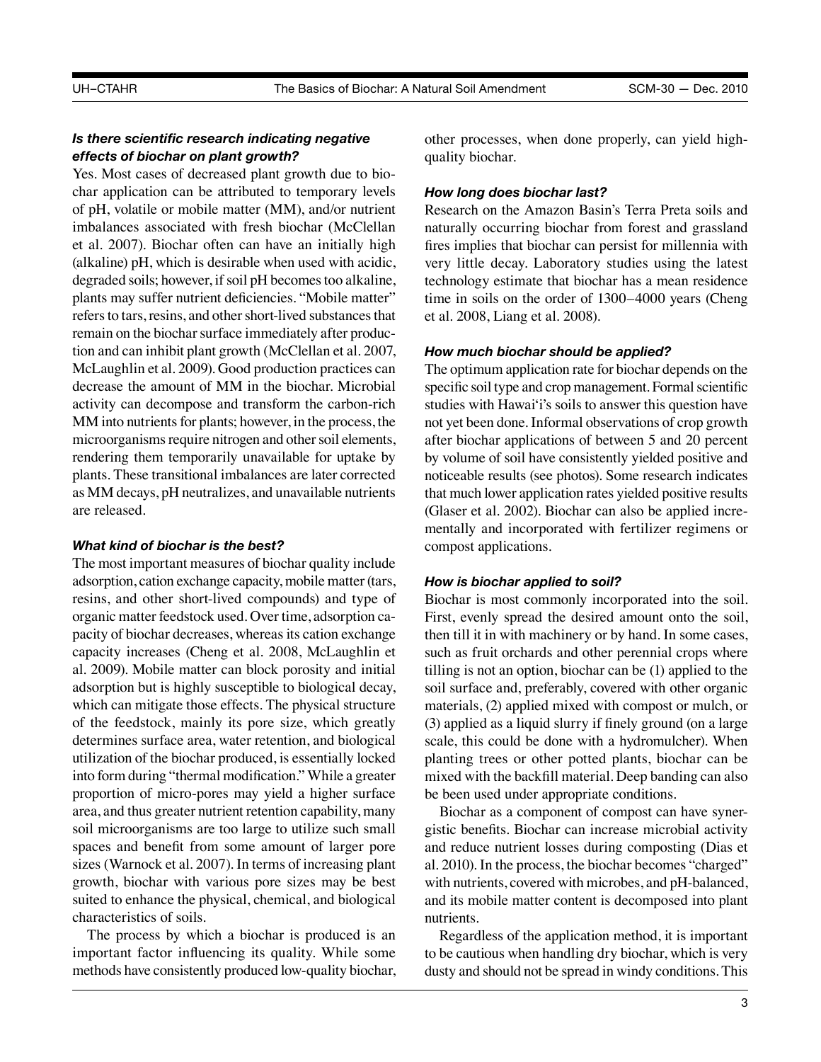### *Is there scientific research indicating negative effects of biochar on plant growth?*

Yes. Most cases of decreased plant growth due to biochar application can be attributed to temporary levels of pH, volatile or mobile matter (MM), and/or nutrient imbalances associated with fresh biochar (McClellan et al. 2007). Biochar often can have an initially high (alkaline) pH, which is desirable when used with acidic, degraded soils; however, if soil pH becomes too alkaline, plants may suffer nutrient deficiencies. "Mobile matter" refers to tars, resins, and other short-lived substances that remain on the biochar surface immediately after production and can inhibit plant growth (McClellan et al. 2007, McLaughlin et al. 2009). Good production practices can decrease the amount of MM in the biochar. Microbial activity can decompose and transform the carbon-rich MM into nutrients for plants; however, in the process, the microorganisms require nitrogen and other soil elements, rendering them temporarily unavailable for uptake by plants. These transitional imbalances are later corrected as MM decays, pH neutralizes, and unavailable nutrients are released.

### *What kind of biochar is the best?*

The most important measures of biochar quality include adsorption, cation exchange capacity, mobile matter (tars, resins, and other short-lived compounds) and type of organic matter feedstock used. Over time, adsorption capacity of biochar decreases, whereas its cation exchange capacity increases (Cheng et al. 2008, McLaughlin et al. 2009). Mobile matter can block porosity and initial adsorption but is highly susceptible to biological decay, which can mitigate those effects. The physical structure of the feedstock, mainly its pore size, which greatly determines surface area, water retention, and biological utilization of the biochar produced, is essentially locked into form during "thermal modification." While a greater proportion of micro-pores may yield a higher surface area, and thus greater nutrient retention capability, many soil microorganisms are too large to utilize such small spaces and benefit from some amount of larger pore sizes (Warnock et al. 2007). In terms of increasing plant growth, biochar with various pore sizes may be best suited to enhance the physical, chemical, and biological characteristics of soils.

The process by which a biochar is produced is an important factor influencing its quality. While some methods have consistently produced low-quality biochar, other processes, when done properly, can yield high-quality biochar.

### *How long does biochar last?*

Research on the Amazon Basin's Terra Preta soils and naturally occurring biochar from forest and grassland fires implies that biochar can persist for millennia with very little decay. Laboratory studies using the latest technology estimate that biochar has a mean residence time in soils on the order of 1300–4000 years (Cheng et al. 2008, Liang et al. 2008).

### *How much biochar should be applied?*

The optimum application rate for biochar depends on the specific soil type and crop management. Formal scientific studies with Hawai'i's soils to answer this question have not yet been done. Informal observations of crop growth after biochar applications of between 5 and 20 percent by volume of soil have consistently yielded positive and noticeable results (see photos). Some research indicates that much lower application rates yielded positive results (Glaser et al. 2002). Biochar can also be applied incrementally and incorporated with fertilizer regimens or compost applications.

### *How is biochar applied to soil?*

Biochar is most commonly incorporated into the soil. First, evenly spread the desired amount onto the soil, then till it in with machinery or by hand. In some cases, such as fruit orchards and other perennial crops where tilling is not an option, biochar can be (1) applied to the soil surface and, preferably, covered with other organic materials, (2) applied mixed with compost or mulch, or (3) applied as a liquid slurry if finely ground (on a large scale, this could be done with a hydromulcher). When planting trees or other potted plants, biochar can be mixed with the backfill material. Deep banding can also be been used under appropriate conditions.

Biochar as a component of compost can have synergistic benefits. Biochar can increase microbial activity and reduce nutrient losses during composting (Dias et al. 2010). In the process, the biochar becomes "charged" with nutrients, covered with microbes, and pH-balanced, and its mobile matter content is decomposed into plant nutrients.

Regardless of the application method, it is important to be cautious when handling dry biochar, which is very dusty and should not be spread in windy conditions. This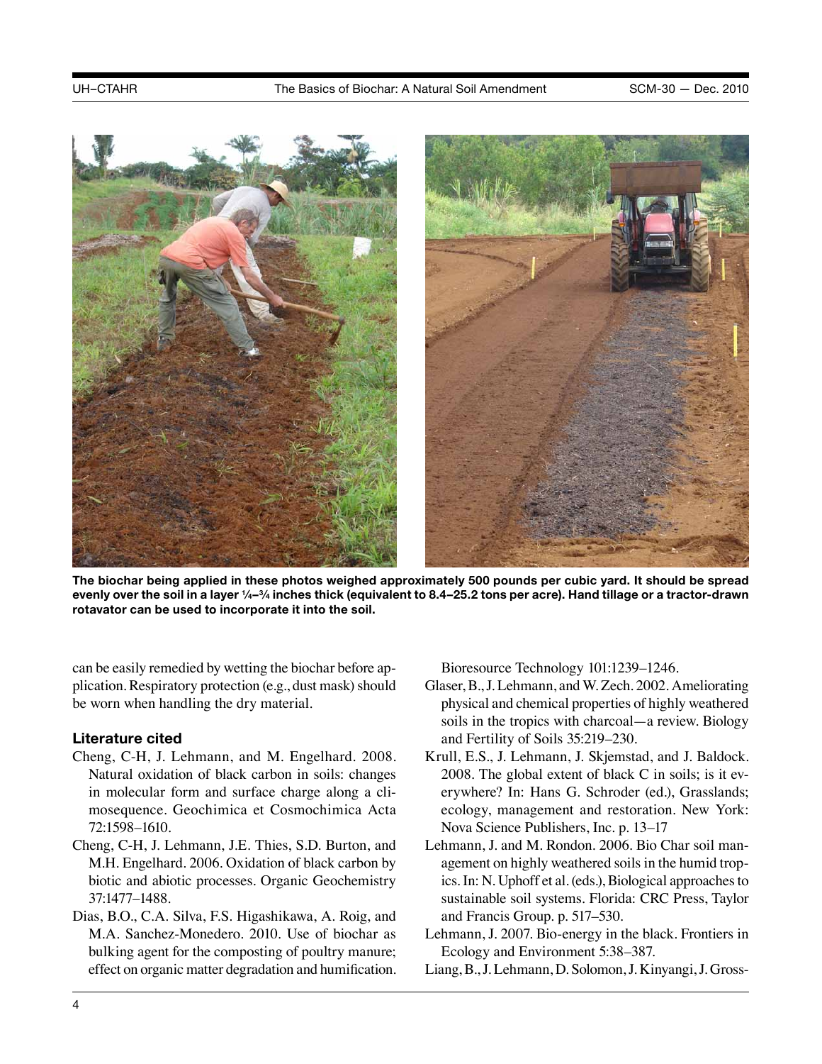**The biochar being applied in these photos weighed approximately 500 pounds per cubic yard. It should be spread evenly over the soil in a layer ¼–¾ inches thick (equivalent to 8.4–25.2 tons per acre). Hand tillage or a tractor-drawn rotavator can be used to incorporate it into the soil.**

can be easily remedied by wetting the biochar before application. Respiratory protection (e.g., dust mask) should be worn when handling the dry material.

### Literature cited

Cheng, C-H, J. Lehmann, and M. Engelhard. 2008. Natural oxidation of black carbon in soils: changes in molecular form and surface charge along a climosequence. Geochimica et Cosmochimica Acta 72:1598–1610.

Cheng, C-H, J. Lehmann, J.E. Thies, S.D. Burton, and M.H. Engelhard. 2006. Oxidation of black carbon by biotic and abiotic processes. Organic Geochemistry 37:1477–1488.

Dias, B.O., C.A. Silva, F.S. Higashikawa, A. Roig, and M.A. Sanchez-Monedero. 2010. Use of biochar as bulking agent for the composting of poultry manure; effect on organic matter degradation and humification. Bioresource Technology 101:1239–1246.

Glaser, B., J. Lehmann, and W. Zech. 2002. Ameliorating physical and chemical properties of highly weathered soils in the tropics with charcoal—a review. Biology and Fertility of Soils 35:219–230.

Krull, E.S., J. Lehmann, J. Skjemstad, and J. Baldock. 2008. The global extent of black C in soils; is it everywhere? In: Hans G. Schroder (ed.), Grasslands; ecology, management and restoration. New York: Nova Science Publishers, Inc. p. 13–17

Lehmann, J. and M. Rondon. 2006. Bio Char soil management on highly weathered soils in the humid tropics. In: N. Uphoff et al. (eds.), Biological approaches to sustainable soil systems. Florida: CRC Press, Taylor and Francis Group. p. 517–530.

Lehmann, J. 2007. Bio-energy in the black. Frontiers in Ecology and Environment 5:38–387.

Liang, B., J. Lehmann, D. Solomon, J. Kinyangi, J. Gross-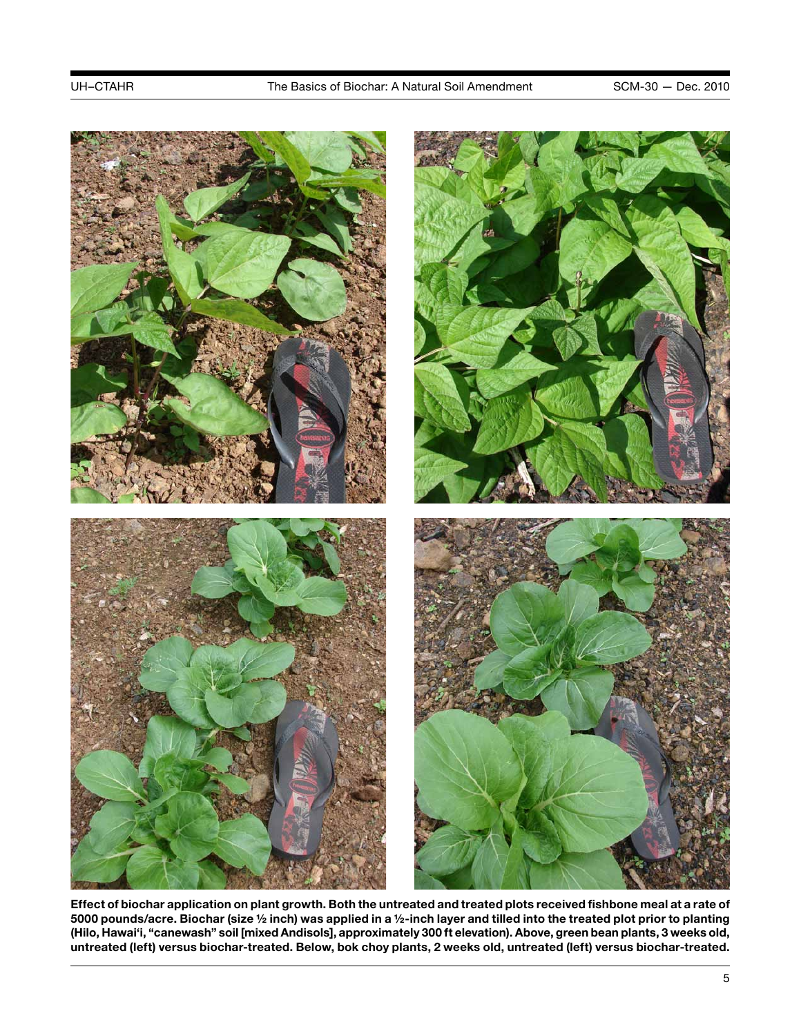**Effect of biochar application on plant growth. Both the untreated and treated plots received fishbone meal at a rate of 5000 pounds/acre. Biochar (size ½ inch) was applied in a ½-inch layer and tilled into the treated plot prior to planting (Hilo, Hawai'i, "canewash" soil [mixed Andisols], approximately 300 ft elevation). Above, green bean plants, 3 weeks old, untreated (left) versus biochar-treated. Below, bok choy plants, 2 weeks old, untreated (left) versus biochar-treated.**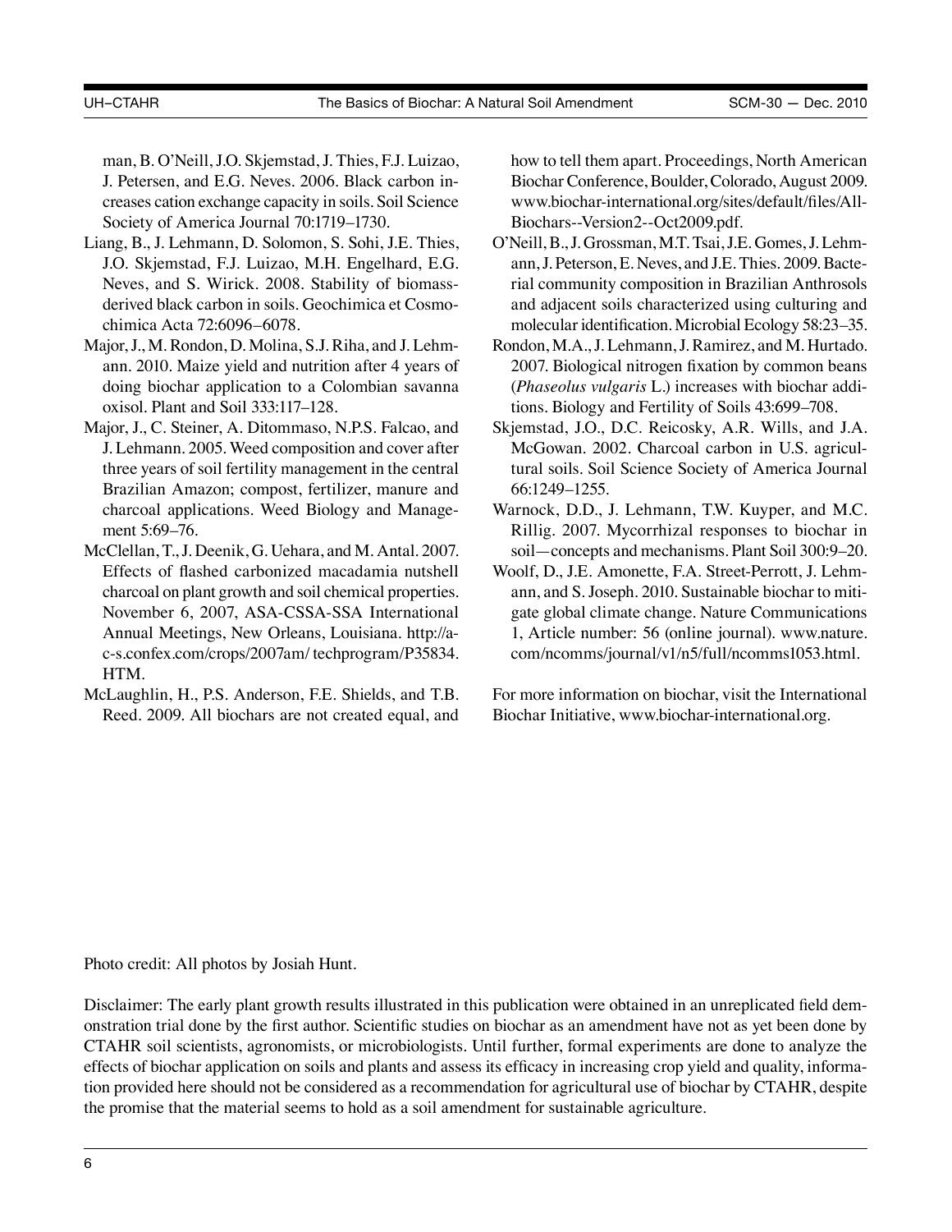man, B. O'Neill, J.O. Skjemstad, J. Thies, F.J. Luizao, J. Petersen, and E.G. Neves. 2006. Black carbon increases cation exchange capacity in soils. Soil Science Society of America Journal 70:1719–1730.

Liang, B., J. Lehmann, D. Solomon, S. Sohi, J.E. Thies, J.O. Skjemstad, F.J. Luizao, M.H. Engelhard, E.G. Neves, and S. Wirick. 2008. Stability of biomass-derived black carbon in soils. Geochimica et Cosmochimica Acta 72:6096–6078.

Major, J., M. Rondon, D. Molina, S.J. Riha, and J. Lehmann. 2010. Maize yield and nutrition after 4 years of doing biochar application to a Colombian savanna oxisol. Plant and Soil 333:117–128.

Major, J., C. Steiner, A. Ditommaso, N.P.S. Falcao, and J. Lehmann. 2005. Weed composition and cover after three years of soil fertility management in the central Brazilian Amazon; compost, fertilizer, manure and charcoal applications. Weed Biology and Management 5:69–76.

McClellan, T., J. Deenik, G. Uehara, and M. Antal. 2007. Effects of flashed carbonized macadamia nutshell charcoal on plant growth and soil chemical properties. November 6, 2007, ASA-CSSA-SSA International Annual Meetings, New Orleans, Louisiana. http://a-c-s.confex.com/crops/2007am/ techprogram/P35834.HTM.

McLaughlin, H., P.S. Anderson, F.E. Shields, and T.B. Reed. 2009. All biochars are not created equal, and how to tell them apart. Proceedings, North American Biochar Conference, Boulder, Colorado, August 2009. www.biochar-international.org/sites/default/files/All-Biochars--Version2--Oct2009.pdf.

O'Neill, B., J. Grossman, M.T. Tsai, J.E. Gomes, J. Lehmann, J. Peterson, E. Neves, and J.E. Thies. 2009. Bacterial community composition in Brazilian Anthrosols and adjacent soils characterized using culturing and molecular identification. Microbial Ecology 58:23–35.

Rondon, M.A., J. Lehmann, J. Ramirez, and M. Hurtado. 2007. Biological nitrogen fixation by common beans (*Phaseolus vulgaris* L.) increases with biochar additions. Biology and Fertility of Soils 43:699–708.

Skjemstad, J.O., D.C. Reicosky, A.R. Wills, and J.A. McGowan. 2002. Charcoal carbon in U.S. agricultural soils. Soil Science Society of America Journal 66:1249–1255.

Warnock, D.D., J. Lehmann, T.W. Kuyper, and M.C. Rillig. 2007. Mycorrhizal responses to biochar in soil—concepts and mechanisms. Plant Soil 300:9–20.

Woolf, D., J.E. Amonette, F.A. Street-Perrott, J. Lehmann, and S. Joseph. 2010. Sustainable biochar to mitigate global climate change. Nature Communications 1, Article number: 56 (online journal). www.nature.com/ncomms/journal/v1/n5/full/ncomms1053.html.

For more information on biochar, visit the International Biochar Initiative, www.biochar-international.org.

Photo credit: All photos by Josiah Hunt.

Disclaimer: The early plant growth results illustrated in this publication were obtained in an unreplicated field demonstration trial done by the first author. Scientific studies on biochar as an amendment have not as yet been done by CTAHR soil scientists, agronomists, or microbiologists. Until further, formal experiments are done to analyze the effects of biochar application on soils and plants and assess its efficacy in increasing crop yield and quality, information provided here should not be considered as a recommendation for agricultural use of biochar by CTAHR, despite the promise that the material seems to hold as a soil amendment for sustainable agriculture.